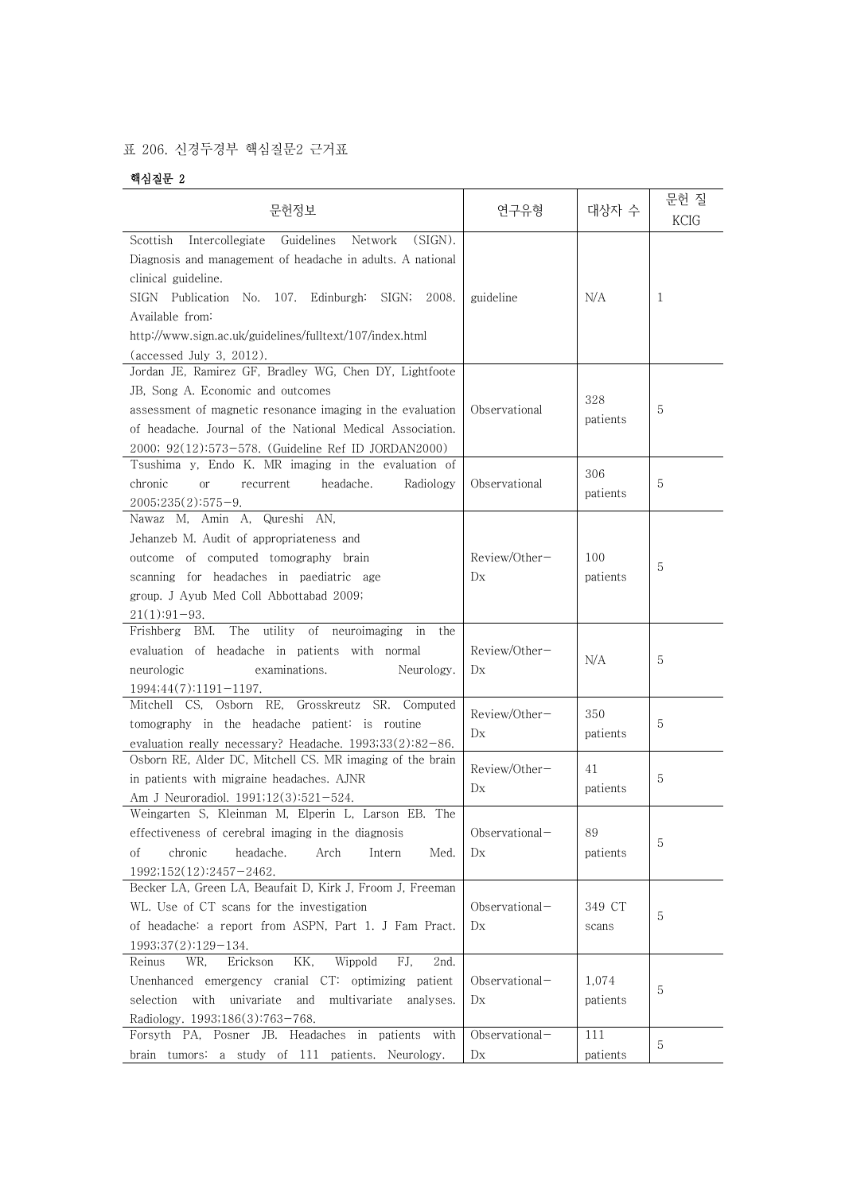표 206. 신경두경부 핵심질문2 근거표

**핵심질문 2**

| 문헌정보 | 연구유형 | 대상자 수 | 문헌 질 KCIG |
|---|---|---|---|
| Scottish Intercollegiate Guidelines Network (SIGN). Diagnosis and management of headache in adults. A national clinical guideline. SIGN Publication No. 107. Edinburgh: SIGN; 2008. Available from: http://www.sign.ac.uk/guidelines/fulltext/107/index.html (accessed July 3, 2012). | guideline | N/A | 1 |
| Jordan JE, Ramirez GF, Bradley WG, Chen DY, Lightfoote JB, Song A. Economic and outcomes assessment of magnetic resonance imaging in the evaluation of headache. Journal of the National Medical Association. 2000; 92(12):573-578. (Guideline Ref ID JORDAN2000) | Observational | 328 patients | 5 |
| Tsushima y, Endo K. MR imaging in the evaluation of chronic or recurrent headache. Radiology 2005;235(2):575-9. | Observational | 306 patients | 5 |
| Nawaz M, Amin A, Qureshi AN, Jehanzeb M. Audit of appropriateness and outcome of computed tomography brain scanning for headaches in paediatric age group. J Ayub Med Coll Abbottabad 2009; 21(1):91-93. | Review/Other-Dx | 100 patients | 5 |
| Frishberg BM. The utility of neuroimaging in the evaluation of headache in patients with normal neurologic examinations. Neurology. 1994;44(7):1191-1197. | Review/Other-Dx | N/A | 5 |
| Mitchell CS, Osborn RE, Grosskreutz SR. Computed tomography in the headache patient: is routine evaluation really necessary? Headache. 1993;33(2):82-86. | Review/Other-Dx | 350 patients | 5 |
| Osborn RE, Alder DC, Mitchell CS. MR imaging of the brain in patients with migraine headaches. AJNR Am J Neuroradiol. 1991;12(3):521-524. | Review/Other-Dx | 41 patients | 5 |
| Weingarten S, Kleinman M, Elperin L, Larson EB. The effectiveness of cerebral imaging in the diagnosis of chronic headache. Arch Intern Med. 1992;152(12):2457-2462. | Observational-Dx | 89 patients | 5 |
| Becker LA, Green LA, Beaufait D, Kirk J, Froom J, Freeman WL. Use of CT scans for the investigation of headache: a report from ASPN, Part 1. J Fam Pract. 1993;37(2):129-134. | Observational-Dx | 349 CT scans | 5 |
| Reinus WR, Erickson KK, Wippold FJ, 2nd. Unenhanced emergency cranial CT: optimizing patient selection with univariate and multivariate analyses. Radiology. 1993;186(3):763-768. | Observational-Dx | 1,074 patients | 5 |
| Forsyth PA, Posner JB. Headaches in patients with brain tumors: a study of 111 patients. Neurology. | Observational-Dx | 111 patients | 5 |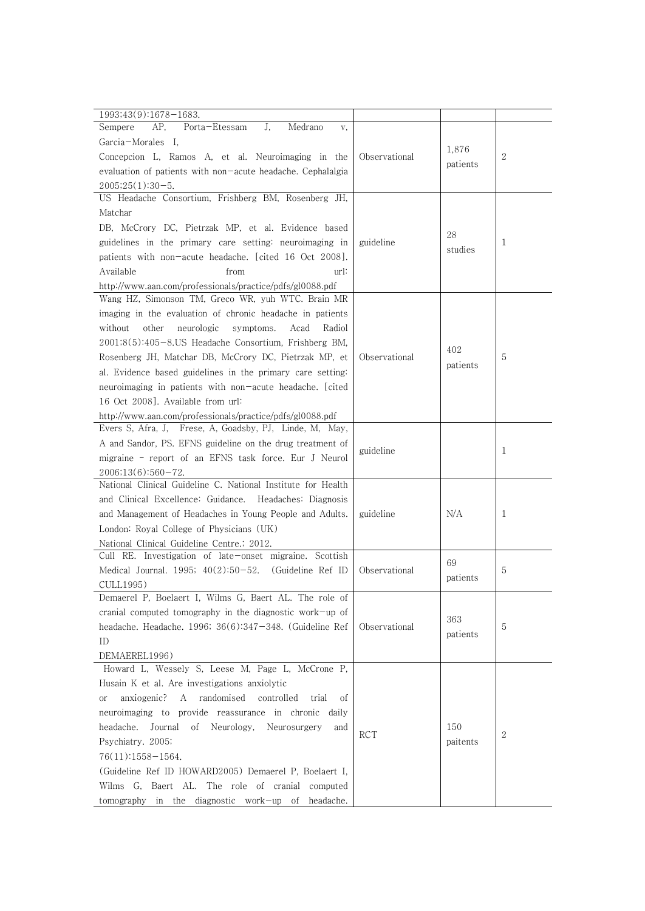| | | | |
|---|---|---|---|
| 1993;43(9):1678−1683. | | | |
| Sempere AP, Porta−Etessam J, Medrano v, Garcia−Morales I, Concepcion L, Ramos A, et al. Neuroimaging in the evaluation of patients with non−acute headache. Cephalalgia 2005;25(1):30−5. | Observational | 1,876 patients | 2 |
| US Headache Consortium, Frishberg BM, Rosenberg JH, Matchar DB, McCrory DC, Pietrzak MP, et al. Evidence based guidelines in the primary care setting: neuroimaging in patients with non−acute headache. [cited 16 Oct 2008]. Available from url: http://www.aan.com/professionals/practice/pdfs/gl0088.pdf | guideline | 28 studies | 1 |
| Wang HZ, Simonson TM, Greco WR, yuh WTC. Brain MR imaging in the evaluation of chronic headache in patients without other neurologic symptoms. Acad Radiol 2001;8(5):405−8.US Headache Consortium, Frishberg BM, Rosenberg JH, Matchar DB, McCrory DC, Pietrzak MP, et al. Evidence based guidelines in the primary care setting: neuroimaging in patients with non−acute headache. [cited 16 Oct 2008]. Available from url: http://www.aan.com/professionals/practice/pdfs/gl0088.pdf | Observational | 402 patients | 5 |
| Evers S, Afra, J, Frese, A, Goadsby, PJ, Linde, M, May, A and Sandor, PS. EFNS guideline on the drug treatment of migraine - report of an EFNS task force. Eur J Neurol 2006;13(6):560−72. | guideline | | 1 |
| National Clinical Guideline C. National Institute for Health and Clinical Excellence: Guidance. Headaches: Diagnosis and Management of Headaches in Young People and Adults. London: Royal College of Physicians (UK) National Clinical Guideline Centre.; 2012. | guideline | N/A | 1 |
| Cull RE. Investigation of late−onset migraine. Scottish Medical Journal. 1995; 40(2):50−52. (Guideline Ref ID CULL1995) | Observational | 69 patients | 5 |
| Demaerel P, Boelaert I, Wilms G, Baert AL. The role of cranial computed tomography in the diagnostic work−up of headache. Headache. 1996; 36(6):347−348. (Guideline Ref ID DEMAEREL1996) | Observational | 363 patients | 5 |
| Howard L, Wessely S, Leese M, Page L, McCrone P, Husain K et al. Are investigations anxiolytic or anxiogenic? A randomised controlled trial of neuroimaging to provide reassurance in chronic daily headache. Journal of Neurology, Neurosurgery and Psychiatry. 2005; 76(11):1558−1564. (Guideline Ref ID HOWARD2005) Demaerel P, Boelaert I, Wilms G, Baert AL. The role of cranial computed tomography in the diagnostic work−up of headache. | RCT | 150 paitents | 2 |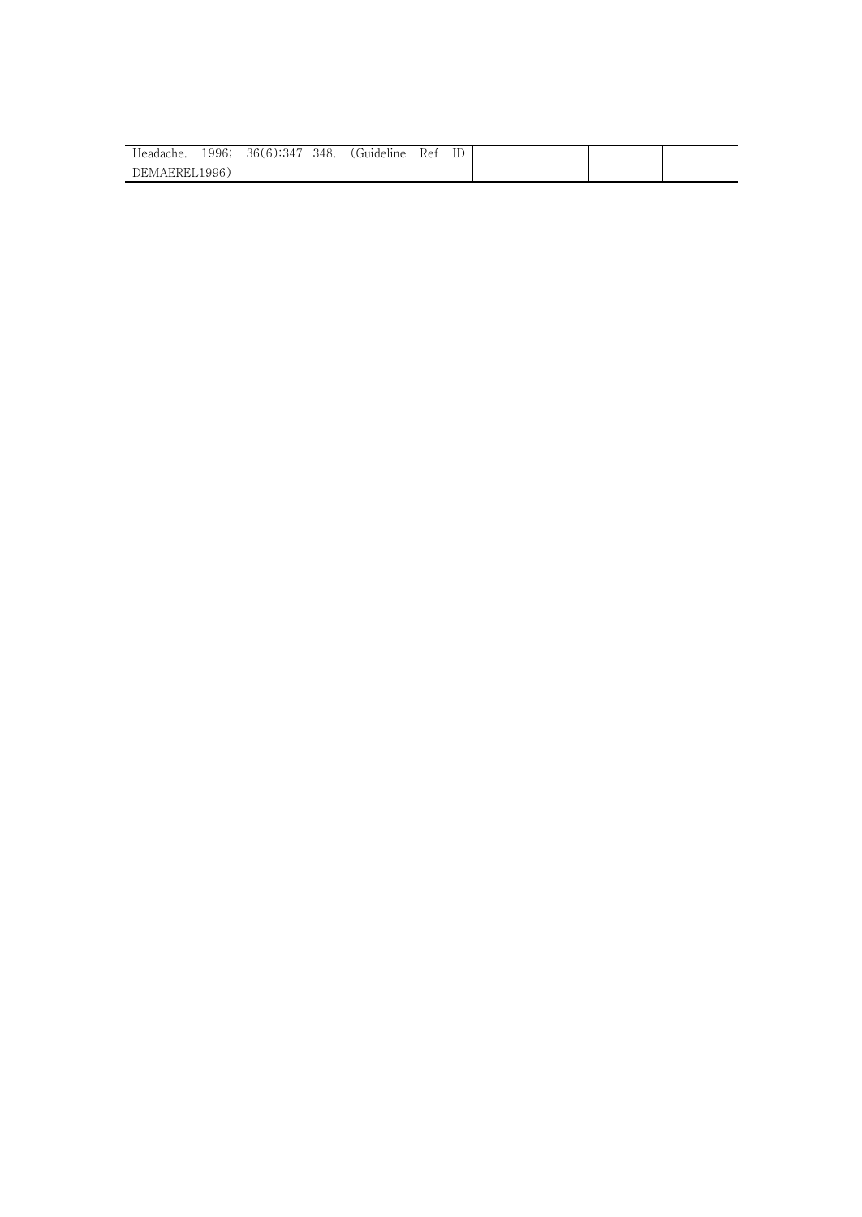| | | | |
|---|---|---|---|
| Headache. 1996; 36(6):347−348. (Guideline Ref ID DEMAEREL1996) | | | |